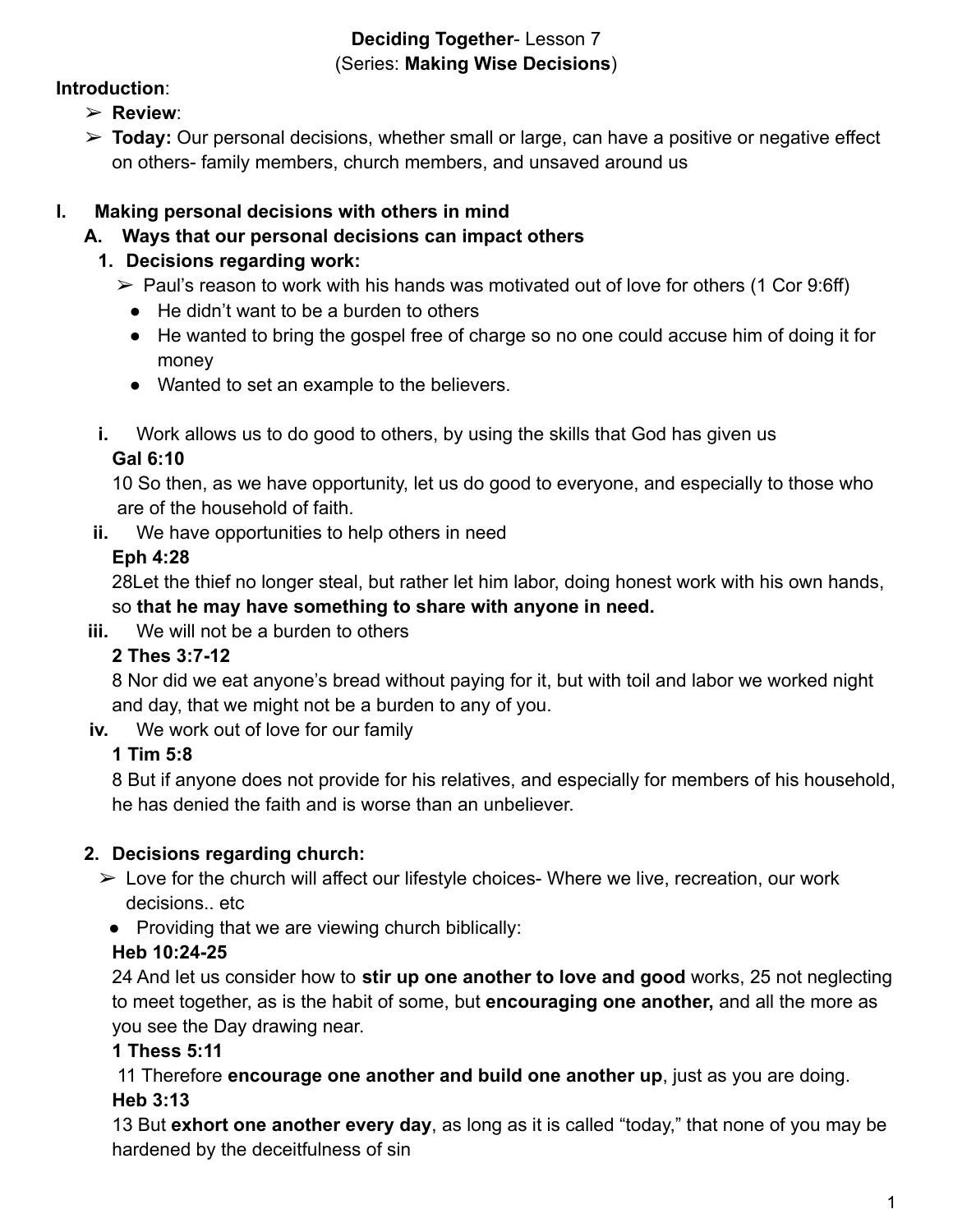**Deciding Together**- Lesson 7
(Series: **Making Wise Decisions**)

**Introduction**:

- ➢ **Review**:
- ➢ **Today:** Our personal decisions, whether small or large, can have a positive or negative effect on others- family members, church members, and unsaved around us

## I. Making personal decisions with others in mind

### A. Ways that our personal decisions can impact others

#### 1. Decisions regarding work:

- ➢ Paul's reason to work with his hands was motivated out of love for others (1 Cor 9:6ff)
  - He didn't want to be a burden to others
  - He wanted to bring the gospel free of charge so no one could accuse him of doing it for money
  - Wanted to set an example to the believers.

i. Work allows us to do good to others, by using the skills that God has given us

**Gal 6:10**

10 So then, as we have opportunity, let us do good to everyone, and especially to those who are of the household of faith.

ii. We have opportunities to help others in need

**Eph 4:28**

28Let the thief no longer steal, but rather let him labor, doing honest work with his own hands, so **that he may have something to share with anyone in need.**

iii. We will not be a burden to others

**2 Thes 3:7-12**

8 Nor did we eat anyone's bread without paying for it, but with toil and labor we worked night and day, that we might not be a burden to any of you.

iv. We work out of love for our family

**1 Tim 5:8**

8 But if anyone does not provide for his relatives, and especially for members of his household, he has denied the faith and is worse than an unbeliever.

#### 2. Decisions regarding church:

- ➢ Love for the church will affect our lifestyle choices- Where we live, recreation, our work decisions.. etc
  - Providing that we are viewing church biblically:

**Heb 10:24-25**

24 And let us consider how to **stir up one another to love and good** works, 25 not neglecting to meet together, as is the habit of some, but **encouraging one another,** and all the more as you see the Day drawing near.

**1 Thess 5:11**

11 Therefore **encourage one another and build one another up**, just as you are doing.

**Heb 3:13**

13 But **exhort one another every day**, as long as it is called "today," that none of you may be hardened by the deceitfulness of sin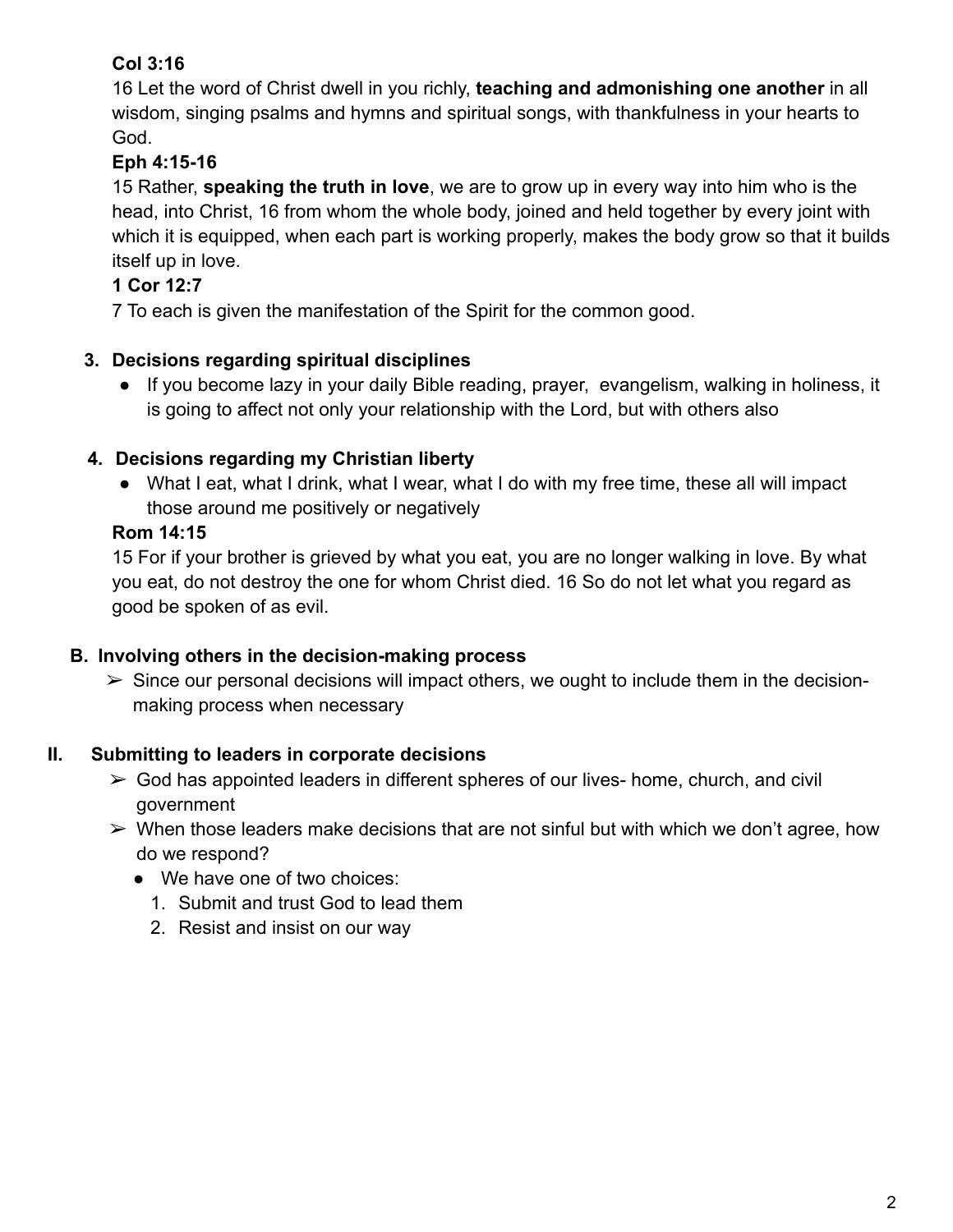**Col 3:16**

16 Let the word of Christ dwell in you richly, **teaching and admonishing one another** in all wisdom, singing psalms and hymns and spiritual songs, with thankfulness in your hearts to God.

**Eph 4:15-16**

15 Rather, **speaking the truth in love**, we are to grow up in every way into him who is the head, into Christ, 16 from whom the whole body, joined and held together by every joint with which it is equipped, when each part is working properly, makes the body grow so that it builds itself up in love.

**1 Cor 12:7**

7 To each is given the manifestation of the Spirit for the common good.

3. **Decisions regarding spiritual disciplines**
   - If you become lazy in your daily Bible reading, prayer, evangelism, walking in holiness, it is going to affect not only your relationship with the Lord, but with others also

4. **Decisions regarding my Christian liberty**
   - What I eat, what I drink, what I wear, what I do with my free time, these all will impact those around me positively or negatively

   **Rom 14:15**

   15 For if your brother is grieved by what you eat, you are no longer walking in love. By what you eat, do not destroy the one for whom Christ died. 16 So do not let what you regard as good be spoken of as evil.

### B. Involving others in the decision-making process

- ➢ Since our personal decisions will impact others, we ought to include them in the decision-making process when necessary

## II. Submitting to leaders in corporate decisions

- ➢ God has appointed leaders in different spheres of our lives- home, church, and civil government
- ➢ When those leaders make decisions that are not sinful but with which we don't agree, how do we respond?
  - We have one of two choices:
    1. Submit and trust God to lead them
    2. Resist and insist on our way